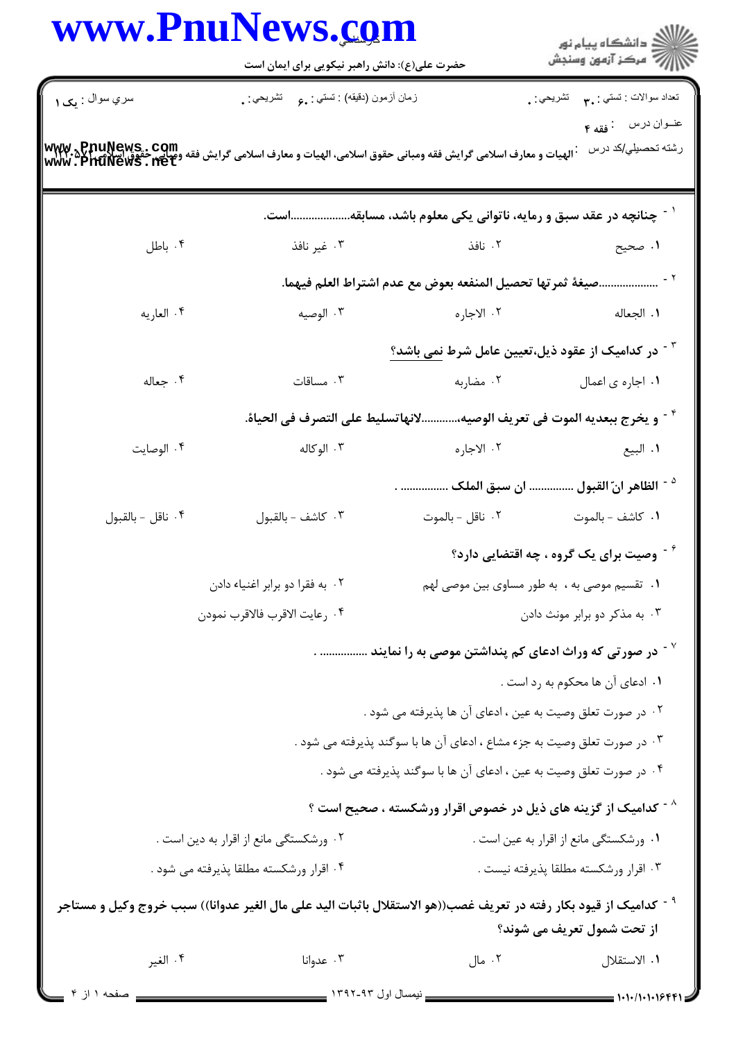سري سوال : یک ۱

زمان آزمون (دقیقه) : تستی : ۶۰ تشریحی : ۰

تعداد سوالات : تستی : ۳۰ تشریحی : ۰

عنوان درس : فقه ۴

رشته تحصیلی/کد درس : الهیات و معارف اسلامی گرایش فقه ومبانی حقوق اسلامی، الهیات و معارف اسلامی گرایش فقه ومبانی حقوق اسلامی ۱۲۲۰۵۷۲

۱- چنانچه در عقد سبق و رمایه، ناتوانی یکی معلوم باشد، مسابقه...................است.

۱. صحیح
۲. نافذ
۳. غیر نافذ
۴. باطل

۲- ...................صیغهٔ ثمرتها تحصیل المنفعه بعوض مع عدم اشتراط العلم فیهما.

۱. الجعاله
۲. الاجاره
۳. الوصیه
۴. العاریه

۳- در کدامیک از عقود ذیل،تعیین عامل شرط نمی باشد؟

۱. اجاره ی اعمال
۲. مضاربه
۳. مساقات
۴. جعاله

۴- و یخرج ببعدیه الموت فی تعریف الوصیه،............لانهاتسلیط علی التصرف فی الحیاۀ.

۱. البیع
۲. الاجاره
۳. الوکاله
۴. الوصایت

۵- الظاهر انّ القبول .............. ان سبق الملک ............... .

۱. کاشف - بالموت
۲. ناقل - بالموت
۳. کاشف - بالقبول
۴. ناقل - بالقبول

۶- وصیت برای یک گروه ، چه اقتضایی دارد؟

۱. تقسیم موصی به ، به طور مساوی بین موصی لهم
۲. به فقرا دو برابر اغنیاء دادن
۳. به مذکر دو برابر مونث دادن
۴. رعایت الاقرب فالاقرب نمودن

۷- در صورتی که وراث ادعای کم پنداشتن موصی به را نمایند ............... .

۱. ادعای آن ها محکوم به رد است .
۲. در صورت تعلق وصیت به عین ، ادعای آن ها پذیرفته می شود .
۳. در صورت تعلق وصیت به جزء مشاع ، ادعای آن ها با سوگند پذیرفته می شود .
۴. در صورت تعلق وصیت به عین ، ادعای آن ها با سوگند پذیرفته می شود .

۸- کدامیک از گزینه های ذیل در خصوص اقرار ورشکسته ، صحیح است ؟

۱. ورشکستگی مانع از اقرار به عین است .
۲. ورشکستگی مانع از اقرار به دین است .
۳. اقرار ورشکسته مطلقا پذیرفته نیست .
۴. اقرار ورشکسته مطلقا پذیرفته می شود .

۹- کدامیک از قیود بکار رفته در تعریف غصب((هو الاستقلال باثبات الید علی مال الغیر عدوانا)) سبب خروج وکیل و مستاجر از تحت شمول تعریف می شوند؟

۱. الاستقلال
۲. مال
۳. عدوانا
۴. الغیر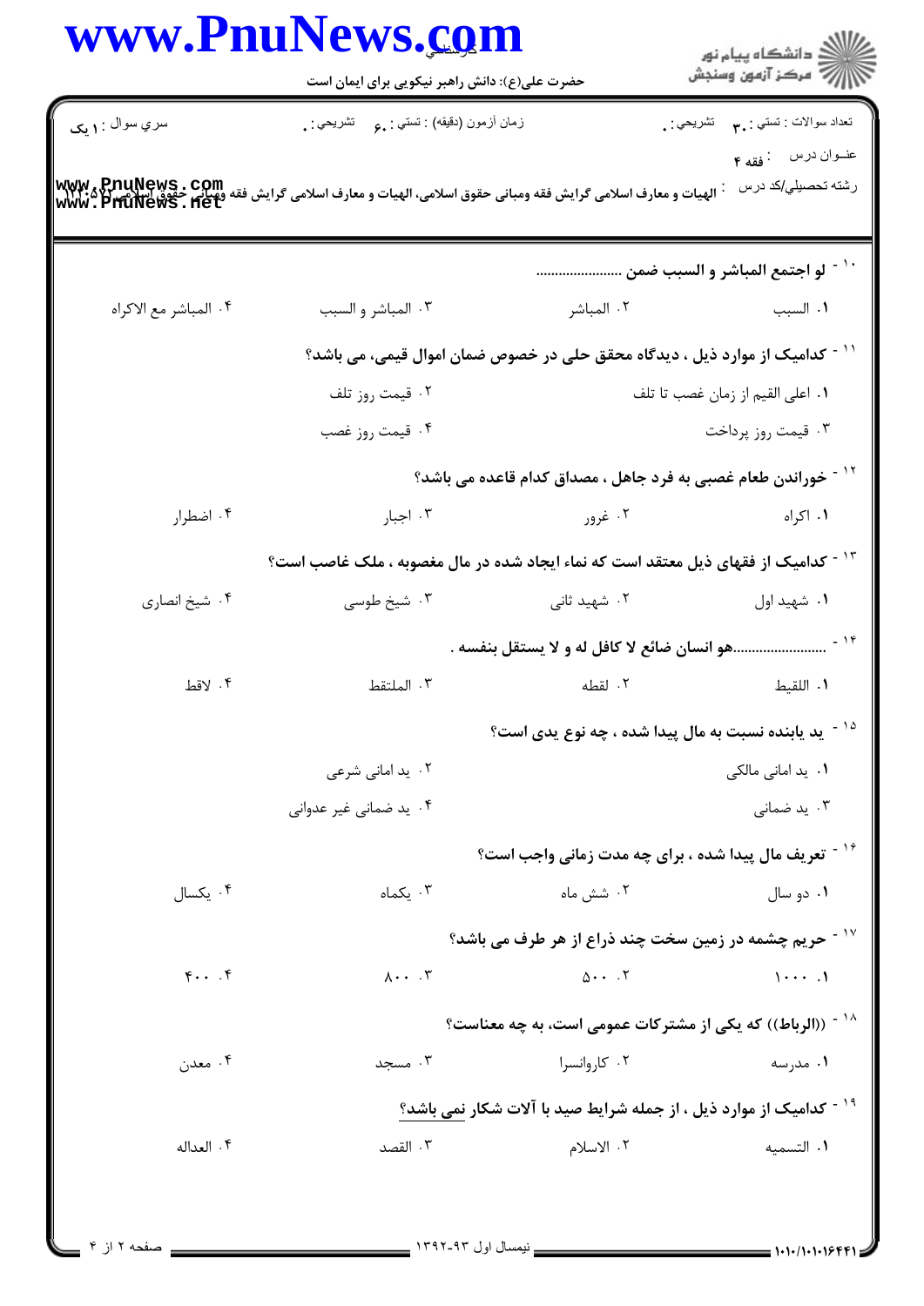سري سوال : ۱ يک

زمان آزمون (دقيقه) : تستي : ۶۰ تشريحي : ۰

تعداد سوالات : تستي : ۳۰ تشريحي : ۰

عنوان درس : فقه ۴

رشته تحصيلي/کد درس : الهيات و معارف اسلامی گرايش فقه ومبانی حقوق اسلامی، الهيات و معارف اسلامی گرايش فقه ومبانی حقوق اسلامی ۱۲۲۰۵۷۲

۱۰- لو اجتمع المباشر و السبب ضمن .......................

۱. السبب ۲. المباشر ۳. المباشر و السبب ۴. المباشر مع الاکراه

۱۱- کداميک از موارد ذيل ، ديدگاه محقق حلی در خصوص ضمان اموال قيمی، می باشد؟

۱. اعلی القيم از زمان غصب تا تلف
۲. قيمت روز تلف
۳. قيمت روز پرداخت
۴. قيمت روز غصب

۱۲- خوراندن طعام غصبی به فرد جاهل ، مصداق کدام قاعده می باشد؟

۱. اکراه ۲. غرور ۳. اجبار ۴. اضطرار

۱۳- کداميک از فقهای ذيل معتقد است که نماء ايجاد شده در مال مغصوبه ، ملک غاصب است؟

۱. شهيد اول ۲. شهيد ثانی ۳. شيخ طوسی ۴. شيخ انصاری

۱۴- .......................هو انسان ضائع لا کافل له و لا يستقل بنفسه .

۱. اللقيط ۲. لقطه ۳. الملتقط ۴. لاقط

۱۵- يد يابنده نسبت به مال پيدا شده ، چه نوع يدی است؟

۱. يد امانی مالکی
۲. يد امانی شرعی
۳. يد ضمانی
۴. يد ضمانی غير عدوانی

۱۶- تعريف مال پيدا شده ، برای چه مدت زمانی واجب است؟

۱. دو سال ۲. شش ماه ۳. يکماه ۴. يکسال

۱۷- حريم چشمه در زمين سخت چند ذراع از هر طرف می باشد؟

۱. ۱۰۰۰ ۲. ۵۰۰ ۳. ۸۰۰ ۴. ۴۰۰

۱۸- ((الرباط)) که يکی از مشترکات عمومی است، به چه معناست؟

۱. مدرسه ۲. کاروانسرا ۳. مسجد ۴. معدن

۱۹- کداميک از موارد ذيل ، از جمله شرايط صيد با آلات شکار نمی باشد؟

۱. التسميه ۲. الاسلام ۳. القصد ۴. العداله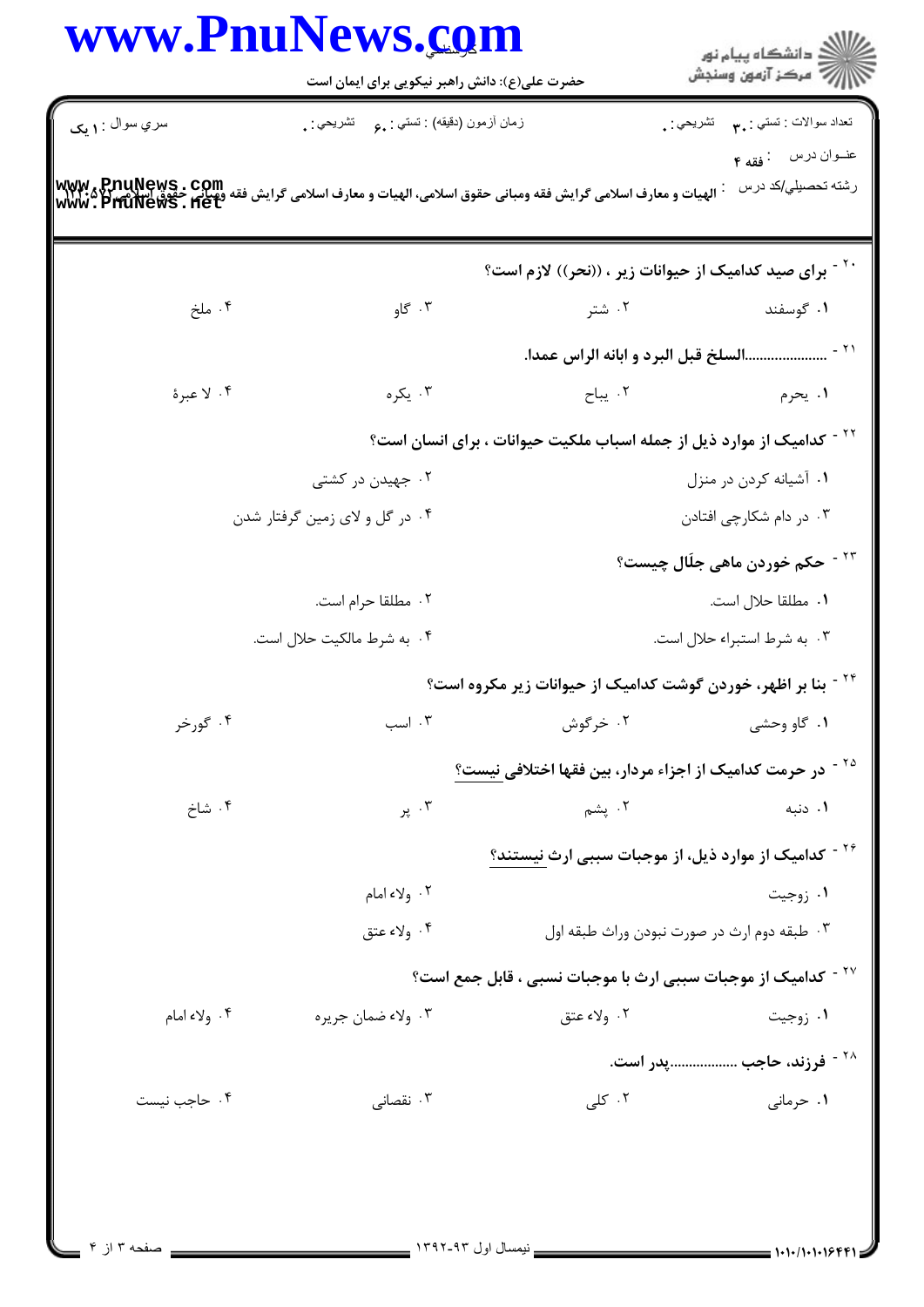۲۰- برای صید کدامیک از حیوانات زیر ، ((نحر)) لازم است؟

۱. گوسفند
۲. شتر
۳. گاو
۴. ملخ

۲۱- .......................السلخ قبل البرد و ابانه الراس عمدا.

۱. یحرم
۲. یباح
۳. یکره
۴. لا عبرة

۲۲- کدامیک از موارد ذیل از جمله اسباب ملکیت حیوانات ، برای انسان است؟

۱. آشیانه کردن در منزل
۲. جهیدن در کشتی
۳. در دام شکارچی افتادن
۴. در گل و لای زمین گرفتار شدن

۲۳- حکم خوردن ماهی جلّال چیست؟

۱. مطلقا حلال است.
۲. مطلقا حرام است.
۳. به شرط استبراء حلال است.
۴. به شرط مالکیت حلال است.

۲۴- بنا بر اظهر، خوردن گوشت کدامیک از حیوانات زیر مکروه است؟

۱. گاو وحشی
۲. خرگوش
۳. اسب
۴. گورخر

۲۵- در حرمت کدامیک از اجزاء مردار، بین فقها اختلافی نیست؟

۱. دنبه
۲. پشم
۳. پر
۴. شاخ

۲۶- کدامیک از موارد ذیل، از موجبات سببی ارث نیستند؟

۱. زوجیت
۲. ولاء امام
۳. طبقه دوم ارث در صورت نبودن وراث طبقه اول
۴. ولاء عتق

۲۷- کدامیک از موجبات سببی ارث با موجبات نسبی ، قابل جمع است؟

۱. زوجیت
۲. ولاء عتق
۳. ولاء ضمان جریره
۴. ولاء امام

۲۸- فرزند، حاجب .................پدر است.

۱. حرمانی
۲. کلی
۳. نقصانی
۴. حاجب نیست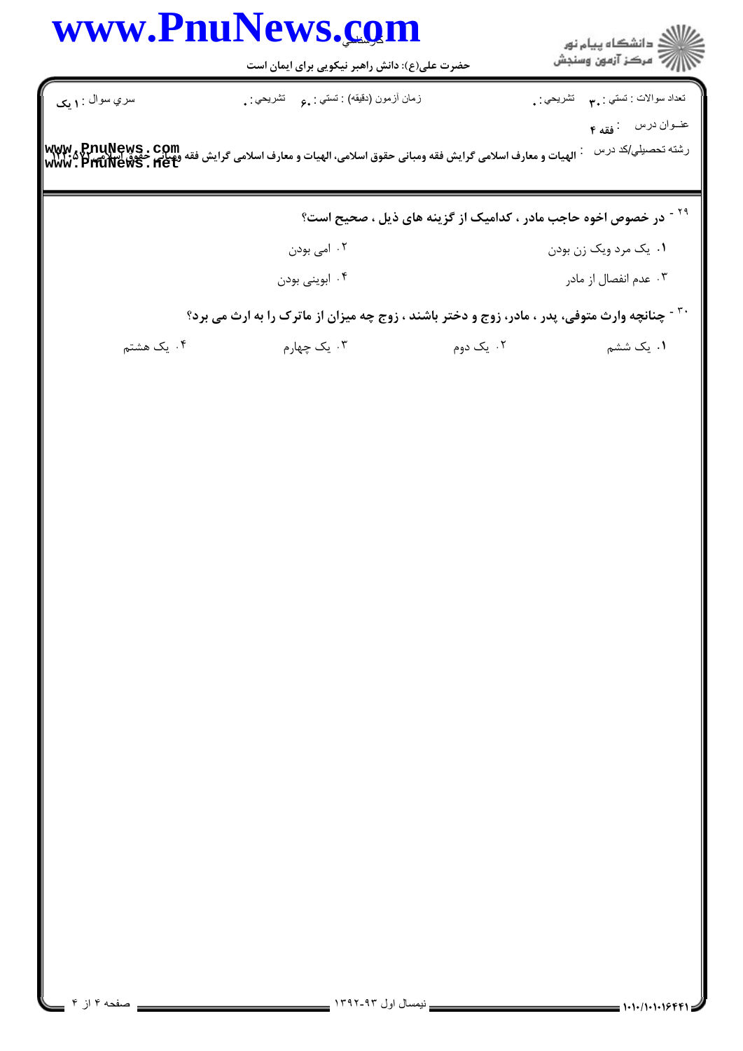۲۹ - در خصوص اخوه حاجب مادر ، کدامیک از گزینه های ذیل ، صحیح است؟

۱. یک مرد ویک زن بودن

۲. امی بودن

۳. عدم انفصال از مادر

۴. ابوینی بودن

۳۰ - چنانچه وارث متوفی، پدر ، مادر، زوج و دختر باشند ، زوج چه میزان از ماترک را به ارث می برد؟

۱. یک ششم

۲. یک دوم

۳. یک چهارم

۴. یک هشتم